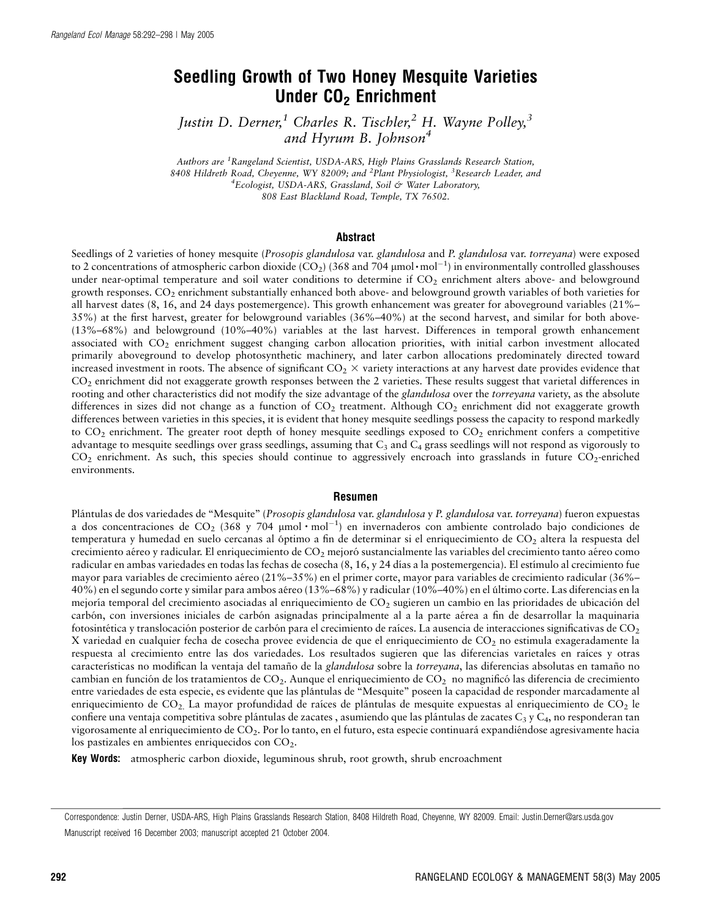# Seedling Growth of Two Honey Mesquite Varieties Under $CO_2$ Enrichment

*Justin D. Derner,[1] Charles R. Tischler,[2] H. Wayne Polley,[3] and Hyrum B. Johnson[4]*

*Authors are [1]Rangeland Scientist, USDA-ARS, High Plains Grasslands Research Station, 8408 Hildreth Road, Cheyenne, WY 82009; and [2]Plant Physiologist, [3]Research Leader, and [4]Ecologist, USDA-ARS, Grassland, Soil & Water Laboratory, 808 East Blackland Road, Temple, TX 76502.*

## Abstract

Seedlings of 2 varieties of honey mesquite (*Prosopis glandulosa* var. *glandulosa* and *P. glandulosa* var. *torreyana*) were exposed to 2 concentrations of atmospheric carbon dioxide ($CO_2$) (368 and 704 $\mu mol \cdot mol^{-1}$) in environmentally controlled glasshouses under near-optimal temperature and soil water conditions to determine if $CO_2$ enrichment alters above- and belowground growth responses. $CO_2$ enrichment substantially enhanced both above- and belowground growth variables of both varieties for all harvest dates (8, 16, and 24 days postemergence). This growth enhancement was greater for aboveground variables (21%–35%) at the first harvest, greater for belowground variables (36%–40%) at the second harvest, and similar for both above- (13%–68%) and belowground (10%–40%) variables at the last harvest. Differences in temporal growth enhancement associated with $CO_2$ enrichment suggest changing carbon allocation priorities, with initial carbon investment allocated primarily aboveground to develop photosynthetic machinery, and later carbon allocations predominately directed toward increased investment in roots. The absence of significant $CO_2 \times$ variety interactions at any harvest date provides evidence that $CO_2$ enrichment did not exaggerate growth responses between the 2 varieties. These results suggest that varietal differences in rooting and other characteristics did not modify the size advantage of the *glandulosa* over the *torreyana* variety, as the absolute differences in sizes did not change as a function of $CO_2$ treatment. Although $CO_2$ enrichment did not exaggerate growth differences between varieties in this species, it is evident that honey mesquite seedlings possess the capacity to respond markedly to $CO_2$ enrichment. The greater root depth of honey mesquite seedlings exposed to $CO_2$ enrichment confers a competitive advantage to mesquite seedlings over grass seedlings, assuming that $C_3$ and $C_4$ grass seedlings will not respond as vigorously to $CO_2$ enrichment. As such, this species should continue to aggressively encroach into grasslands in future $CO_2$-enriched environments.

## Resumen

Plántulas de dos variedades de "Mesquite" (*Prosopis glandulosa* var. *glandulosa* y *P. glandulosa* var. *torreyana*) fueron expuestas a dos concentraciones de $CO_2$ (368 y 704 $\mu mol \cdot mol^{-1}$) en invernaderos con ambiente controlado bajo condiciones de temperatura y humedad en suelo cercanas al óptimo a fin de determinar si el enriquecimiento de $CO_2$ altera la respuesta del crecimiento aéreo y radicular. El enriquecimiento de $CO_2$ mejoró sustancialmente las variables del crecimiento tanto aéreo como radicular en ambas variedades en todas las fechas de cosecha (8, 16, y 24 días a la postemergencia). El estímulo al crecimiento fue mayor para variables de crecimiento aéreo (21%–35%) en el primer corte, mayor para variables de crecimiento radicular (36%–40%) en el segundo corte y similar para ambos aéreo (13%–68%) y radicular (10%–40%) en el último corte. Las diferencias en la mejoría temporal del crecimiento asociadas al enriquecimiento de $CO_2$ sugieren un cambio en las prioridades de ubicación del carbón, con inversiones iniciales de carbón asignadas principalmente al a la parte aérea a fin de desarrollar la maquinaria fotosintética y translocación posterior de carbón para el crecimiento de raíces. La ausencia de interacciones significativas de $CO_2$ X variedad en cualquier fecha de cosecha provee evidencia de que el enriquecimiento de $CO_2$ no estimula exageradamente la respuesta al crecimiento entre las dos variedades. Los resultados sugieren que las diferencias varietales en raíces y otras características no modifican la ventaja del tamaño de la *glandulosa* sobre la *torreyana*, las diferencias absolutas en tamaño no cambian en función de los tratamientos de $CO_2$. Aunque el enriquecimiento de $CO_2$ no magnificó las diferencia de crecimiento entre variedades de esta especie, es evidente que las plántulas de "Mesquite" poseen la capacidad de responder marcadamente al enriquecimiento de $CO_2$. La mayor profundidad de raíces de plántulas de mesquite expuestas al enriquecimiento de $CO_2$ le confiere una ventaja competitiva sobre plántulas de zacates , asumiendo que las plántulas de zacates $C_3$ y $C_4$, no responderan tan vigorosamente al enriquecimiento de $CO_2$. Por lo tanto, en el futuro, esta especie continuará expandiéndose agresivamente hacia los pastizales en ambientes enriquecidos con $CO_2$.

**Key Words:** atmospheric carbon dioxide, leguminous shrub, root growth, shrub encroachment

Correspondence: Justin Derner, USDA-ARS, High Plains Grasslands Research Station, 8408 Hildreth Road, Cheyenne, WY 82009. Email: Justin.Derner@ars.usda.gov

Manuscript received 16 December 2003; manuscript accepted 21 October 2004.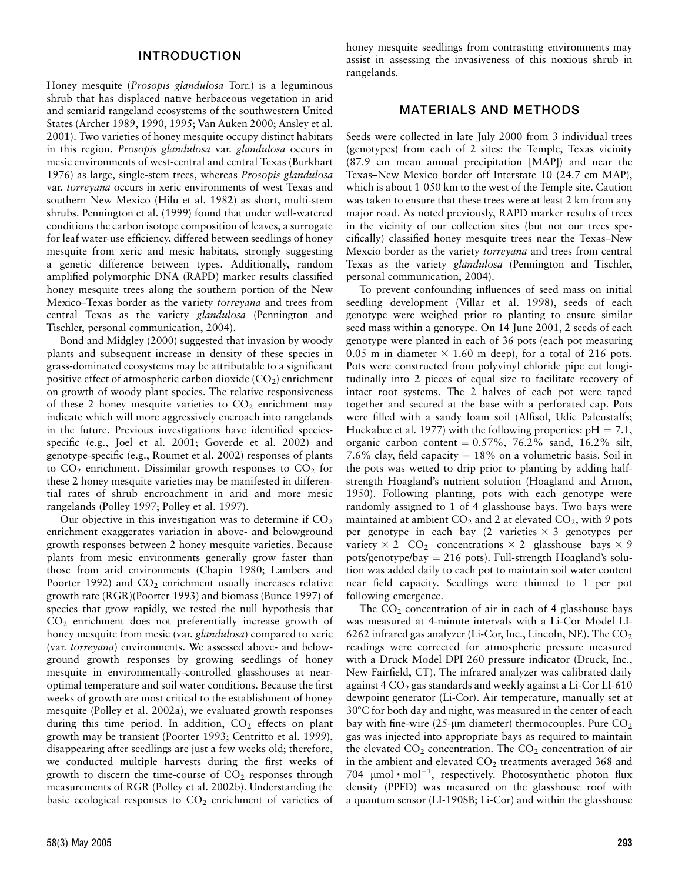## INTRODUCTION

Honey mesquite (*Prosopis glandulosa* Torr.) is a leguminous shrub that has displaced native herbaceous vegetation in arid and semiarid rangeland ecosystems of the southwestern United States (Archer 1989, 1990, 1995; Van Auken 2000; Ansley et al. 2001). Two varieties of honey mesquite occupy distinct habitats in this region. *Prosopis glandulosa* var. *glandulosa* occurs in mesic environments of west-central and central Texas (Burkhart 1976) as large, single-stem trees, whereas *Prosopis glandulosa* var. *torreyana* occurs in xeric environments of west Texas and southern New Mexico (Hilu et al. 1982) as short, multi-stem shrubs. Pennington et al. (1999) found that under well-watered conditions the carbon isotope composition of leaves, a surrogate for leaf water-use efficiency, differed between seedlings of honey mesquite from xeric and mesic habitats, strongly suggesting a genetic difference between types. Additionally, random amplified polymorphic DNA (RAPD) marker results classified honey mesquite trees along the southern portion of the New Mexico–Texas border as the variety *torreyana* and trees from central Texas as the variety *glandulosa* (Pennington and Tischler, personal communication, 2004).

Bond and Midgley (2000) suggested that invasion by woody plants and subsequent increase in density of these species in grass-dominated ecosystems may be attributable to a significant positive effect of atmospheric carbon dioxide ($CO_2$) enrichment on growth of woody plant species. The relative responsiveness of these 2 honey mesquite varieties to $CO_2$ enrichment may indicate which will more aggressively encroach into rangelands in the future. Previous investigations have identified species-specific (e.g., Joel et al. 2001; Goverde et al. 2002) and genotype-specific (e.g., Roumet et al. 2002) responses of plants to $CO_2$ enrichment. Dissimilar growth responses to $CO_2$ for these 2 honey mesquite varieties may be manifested in differential rates of shrub encroachment in arid and more mesic rangelands (Polley 1997; Polley et al. 1997).

Our objective in this investigation was to determine if $CO_2$ enrichment exaggerates variation in above- and belowground growth responses between 2 honey mesquite varieties. Because plants from mesic environments generally grow faster than those from arid environments (Chapin 1980; Lambers and Poorter 1992) and $CO_2$ enrichment usually increases relative growth rate (RGR)(Poorter 1993) and biomass (Bunce 1997) of species that grow rapidly, we tested the null hypothesis that $CO_2$ enrichment does not preferentially increase growth of honey mesquite from mesic (var. *glandulosa*) compared to xeric (var. *torreyana*) environments. We assessed above- and belowground growth responses by growing seedlings of honey mesquite in environmentally-controlled glasshouses at near-optimal temperature and soil water conditions. Because the first weeks of growth are most critical to the establishment of honey mesquite (Polley et al. 2002a), we evaluated growth responses during this time period. In addition, $CO_2$ effects on plant growth may be transient (Poorter 1993; Centritto et al. 1999), disappearing after seedlings are just a few weeks old; therefore, we conducted multiple harvests during the first weeks of growth to discern the time-course of $CO_2$ responses through measurements of RGR (Polley et al. 2002b). Understanding the basic ecological responses to $CO_2$ enrichment of varieties of honey mesquite seedlings from contrasting environments may assist in assessing the invasiveness of this noxious shrub in rangelands.

## MATERIALS AND METHODS

Seeds were collected in late July 2000 from 3 individual trees (genotypes) from each of 2 sites: the Temple, Texas vicinity (87.9 cm mean annual precipitation [MAP]) and near the Texas–New Mexico border off Interstate 10 (24.7 cm MAP), which is about 1 050 km to the west of the Temple site. Caution was taken to ensure that these trees were at least 2 km from any major road. As noted previously, RAPD marker results of trees in the vicinity of our collection sites (but not our trees specifically) classified honey mesquite trees near the Texas–New Mexcio border as the variety *torreyana* and trees from central Texas as the variety *glandulosa* (Pennington and Tischler, personal communication, 2004).

To prevent confounding influences of seed mass on initial seedling development (Villar et al. 1998), seeds of each genotype were weighed prior to planting to ensure similar seed mass within a genotype. On 14 June 2001, 2 seeds of each genotype were planted in each of 36 pots (each pot measuring 0.05 m in diameter × 1.60 m deep), for a total of 216 pots. Pots were constructed from polyvinyl chloride pipe cut longitudinally into 2 pieces of equal size to facilitate recovery of intact root systems. The 2 halves of each pot were taped together and secured at the base with a perforated cap. Pots were filled with a sandy loam soil (Alfisol, Udic Paleustalfs; Huckabee et al. 1977) with the following properties: pH = 7.1, organic carbon content = 0.57%, 76.2% sand, 16.2% silt, 7.6% clay, field capacity = 18% on a volumetric basis. Soil in the pots was wetted to drip prior to planting by adding half-strength Hoagland's nutrient solution (Hoagland and Arnon, 1950). Following planting, pots with each genotype were randomly assigned to 1 of 4 glasshouse bays. Two bays were maintained at ambient $CO_2$ and 2 at elevated $CO_2$, with 9 pots per genotype in each bay (2 varieties × 3 genotypes per variety × 2 $CO_2$ concentrations × 2 glasshouse bays × 9 pots/genotype/bay = 216 pots). Full-strength Hoagland's solution was added daily to each pot to maintain soil water content near field capacity. Seedlings were thinned to 1 per pot following emergence.

The $CO_2$ concentration of air in each of 4 glasshouse bays was measured at 4-minute intervals with a Li-Cor Model LI-6262 infrared gas analyzer (Li-Cor, Inc., Lincoln, NE). The $CO_2$ readings were corrected for atmospheric pressure measured with a Druck Model DPI 260 pressure indicator (Druck, Inc., New Fairfield, CT). The infrared analyzer was calibrated daily against 4 $CO_2$ gas standards and weekly against a Li-Cor LI-610 dewpoint generator (Li-Cor). Air temperature, manually set at 30°C for both day and night, was measured in the center of each bay with fine-wire (25-μm diameter) thermocouples. Pure $CO_2$ gas was injected into appropriate bays as required to maintain the elevated $CO_2$ concentration. The $CO_2$ concentration of air in the ambient and elevated $CO_2$ treatments averaged 368 and 704 $\mu mol \cdot mol^{-1}$, respectively. Photosynthetic photon flux density (PPFD) was measured on the glasshouse roof with a quantum sensor (LI-190SB; Li-Cor) and within the glasshouse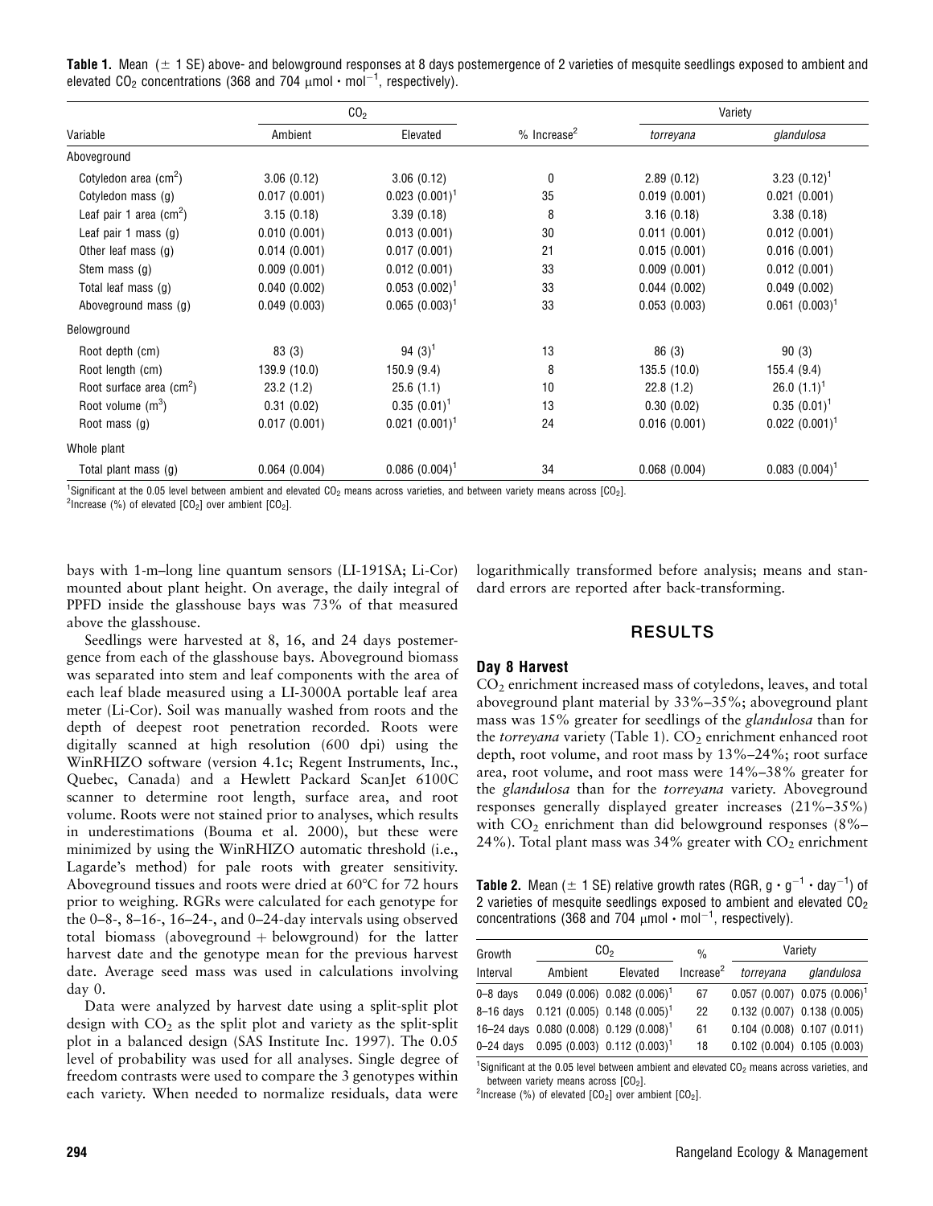**Table 1.** Mean (± 1 SE) above- and belowground responses at 8 days postemergence of 2 varieties of mesquite seedlings exposed to ambient and elevated $CO_2$ concentrations (368 and 704 $\mu$mol · mol$^{-1}$, respectively).

| Variable | $CO_2$ | | % Increase[2] | Variety | |
|---|---|---|---|---|---|
| | Ambient | Elevated | | *torreyana* | *glandulosa* |
| Aboveground | | | | | |
| Cotyledon area ($cm^2$) | 3.06 (0.12) | 3.06 (0.12) | 0 | 2.89 (0.12) | 3.23 (0.12)[1] |
| Cotyledon mass (g) | 0.017 (0.001) | 0.023 (0.001)[1] | 35 | 0.019 (0.001) | 0.021 (0.001) |
| Leaf pair 1 area ($cm^2$) | 3.15 (0.18) | 3.39 (0.18) | 8 | 3.16 (0.18) | 3.38 (0.18) |
| Leaf pair 1 mass (g) | 0.010 (0.001) | 0.013 (0.001) | 30 | 0.011 (0.001) | 0.012 (0.001) |
| Other leaf mass (g) | 0.014 (0.001) | 0.017 (0.001) | 21 | 0.015 (0.001) | 0.016 (0.001) |
| Stem mass (g) | 0.009 (0.001) | 0.012 (0.001) | 33 | 0.009 (0.001) | 0.012 (0.001) |
| Total leaf mass (g) | 0.040 (0.002) | 0.053 (0.002)[1] | 33 | 0.044 (0.002) | 0.049 (0.002) |
| Aboveground mass (g) | 0.049 (0.003) | 0.065 (0.003)[1] | 33 | 0.053 (0.003) | 0.061 (0.003)[1] |
| Belowground | | | | | |
| Root depth (cm) | 83 (3) | 94 (3)[1] | 13 | 86 (3) | 90 (3) |
| Root length (cm) | 139.9 (10.0) | 150.9 (9.4) | 8 | 135.5 (10.0) | 155.4 (9.4) |
| Root surface area ($cm^2$) | 23.2 (1.2) | 25.6 (1.1) | 10 | 22.8 (1.2) | 26.0 (1.1)[1] |
| Root volume ($m^3$) | 0.31 (0.02) | 0.35 (0.01)[1] | 13 | 0.30 (0.02) | 0.35 (0.01)[1] |
| Root mass (g) | 0.017 (0.001) | 0.021 (0.001)[1] | 24 | 0.016 (0.001) | 0.022 (0.001)[1] |
| Whole plant | | | | | |
| Total plant mass (g) | 0.064 (0.004) | 0.086 (0.004)[1] | 34 | 0.068 (0.004) | 0.083 (0.004)[1] |

[1]Significant at the 0.05 level between ambient and elevated $CO_2$ means across varieties, and between variety means across [$CO_2$].
[2]Increase (%) of elevated [$CO_2$] over ambient [$CO_2$].

bays with 1-m–long line quantum sensors (LI-191SA; Li-Cor) mounted about plant height. On average, the daily integral of PPFD inside the glasshouse bays was 73% of that measured above the glasshouse.

Seedlings were harvested at 8, 16, and 24 days postemergence from each of the glasshouse bays. Aboveground biomass was separated into stem and leaf components with the area of each leaf blade measured using a LI-3000A portable leaf area meter (Li-Cor). Soil was manually washed from roots and the depth of deepest root penetration recorded. Roots were digitally scanned at high resolution (600 dpi) using the WinRHIZO software (version 4.1c; Regent Instruments, Inc., Quebec, Canada) and a Hewlett Packard ScanJet 6100C scanner to determine root length, surface area, and root volume. Roots were not stained prior to analyses, which results in underestimations (Bouma et al. 2000), but these were minimized by using the WinRHIZO automatic threshold (i.e., Lagarde's method) for pale roots with greater sensitivity. Aboveground tissues and roots were dried at 60°C for 72 hours prior to weighing. RGRs were calculated for each genotype for the 0–8-, 8–16-, 16–24-, and 0–24-day intervals using observed total biomass (aboveground + belowground) for the latter harvest date and the genotype mean for the previous harvest date. Average seed mass was used in calculations involving day 0.

Data were analyzed by harvest date using a split-split plot design with $CO_2$ as the split plot and variety as the split-split plot in a balanced design (SAS Institute Inc. 1997). The 0.05 level of probability was used for all analyses. Single degree of freedom contrasts were used to compare the 3 genotypes within each variety. When needed to normalize residuals, data were logarithmically transformed before analysis; means and standard errors are reported after back-transforming.

## RESULTS

### Day 8 Harvest

$CO_2$ enrichment increased mass of cotyledons, leaves, and total aboveground plant material by 33%–35%; aboveground plant mass was 15% greater for seedlings of the *glandulosa* than for the *torreyana* variety (Table 1). $CO_2$ enrichment enhanced root depth, root volume, and root mass by 13%–24%; root surface area, root volume, and root mass were 14%–38% greater for the *glandulosa* than for the *torreyana* variety. Aboveground responses generally displayed greater increases (21%–35%) with $CO_2$ enrichment than did belowground responses (8%–24%). Total plant mass was 34% greater with $CO_2$ enrichment

**Table 2.** Mean (± 1 SE) relative growth rates (RGR, g · g$^{-1}$ · day$^{-1}$) of 2 varieties of mesquite seedlings exposed to ambient and elevated $CO_2$ concentrations (368 and 704 $\mu$mol · mol$^{-1}$, respectively).

| Growth Interval | $CO_2$ | | % Increase[2] | Variety | |
|---|---|---|---|---|---|
| | Ambient | Elevated | | *torreyana* | *glandulosa* |
| 0–8 days | 0.049 (0.006) | 0.082 (0.006)[1] | 67 | 0.057 (0.007) | 0.075 (0.006)[1] |
| 8–16 days | 0.121 (0.005) | 0.148 (0.005)[1] | 22 | 0.132 (0.007) | 0.138 (0.005) |
| 16–24 days | 0.080 (0.008) | 0.129 (0.008)[1] | 61 | 0.104 (0.008) | 0.107 (0.011) |
| 0–24 days | 0.095 (0.003) | 0.112 (0.003)[1] | 18 | 0.102 (0.004) | 0.105 (0.003) |

[1]Significant at the 0.05 level between ambient and elevated $CO_2$ means across varieties, and between variety means across [$CO_2$].
[2]Increase (%) of elevated [$CO_2$] over ambient [$CO_2$].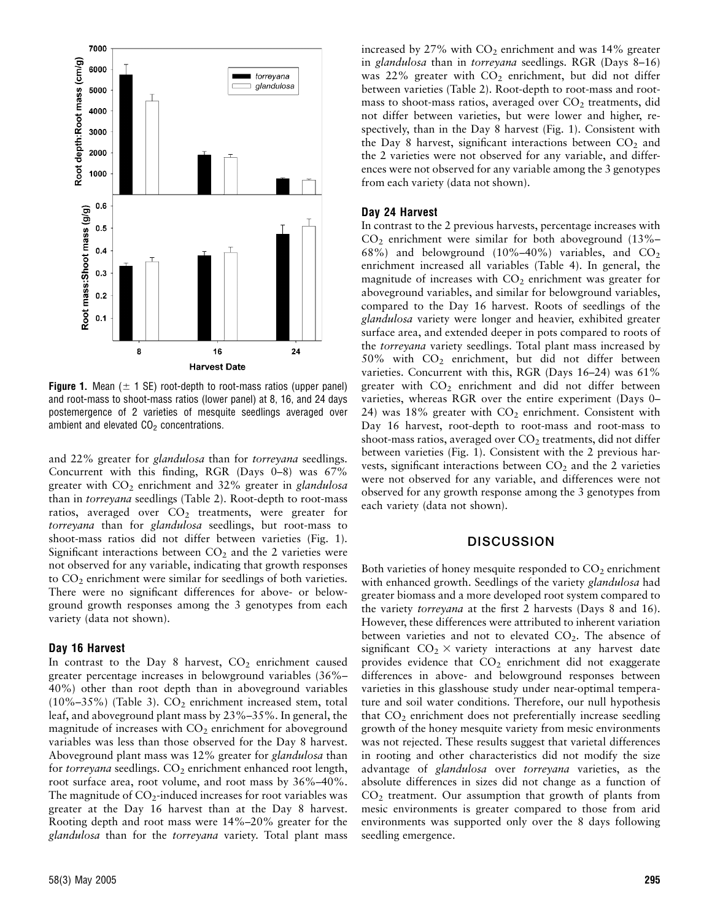**Figure 1.** Mean (± 1 SE) root-depth to root-mass ratios (upper panel) and root-mass to shoot-mass ratios (lower panel) at 8, 16, and 24 days postemergence of 2 varieties of mesquite seedlings averaged over ambient and elevated $CO_2$ concentrations.

and 22% greater for *glandulosa* than for *torreyana* seedlings. Concurrent with this finding, RGR (Days 0–8) was 67% greater with $CO_2$ enrichment and 32% greater in *glandulosa* than in *torreyana* seedlings (Table 2). Root-depth to root-mass ratios, averaged over $CO_2$ treatments, were greater for *torreyana* than for *glandulosa* seedlings, but root-mass to shoot-mass ratios did not differ between varieties (Fig. 1). Significant interactions between $CO_2$ and the 2 varieties were not observed for any variable, indicating that growth responses to $CO_2$ enrichment were similar for seedlings of both varieties. There were no significant differences for above- or belowground growth responses among the 3 genotypes from each variety (data not shown).

### Day 16 Harvest

In contrast to the Day 8 harvest, $CO_2$ enrichment caused greater percentage increases in belowground variables (36%–40%) other than root depth than in aboveground variables (10%–35%) (Table 3). $CO_2$ enrichment increased stem, total leaf, and aboveground plant mass by 23%–35%. In general, the magnitude of increases with $CO_2$ enrichment for aboveground variables was less than those observed for the Day 8 harvest. Aboveground plant mass was 12% greater for *glandulosa* than for *torreyana* seedlings. $CO_2$ enrichment enhanced root length, root surface area, root volume, and root mass by 36%–40%. The magnitude of $CO_2$-induced increases for root variables was greater at the Day 16 harvest than at the Day 8 harvest. Rooting depth and root mass were 14%–20% greater for the *glandulosa* than for the *torreyana* variety. Total plant mass increased by 27% with $CO_2$ enrichment and was 14% greater in *glandulosa* than in *torreyana* seedlings. RGR (Days 8–16) was 22% greater with $CO_2$ enrichment, but did not differ between varieties (Table 2). Root-depth to root-mass and root-mass to shoot-mass ratios, averaged over $CO_2$ treatments, did not differ between varieties, but were lower and higher, respectively, than in the Day 8 harvest (Fig. 1). Consistent with the Day 8 harvest, significant interactions between $CO_2$ and the 2 varieties were not observed for any variable, and differences were not observed for any variable among the 3 genotypes from each variety (data not shown).

### Day 24 Harvest

In contrast to the 2 previous harvests, percentage increases with $CO_2$ enrichment were similar for both aboveground (13%–68%) and belowground (10%–40%) variables, and $CO_2$ enrichment increased all variables (Table 4). In general, the magnitude of increases with $CO_2$ enrichment was greater for aboveground variables, and similar for belowground variables, compared to the Day 16 harvest. Roots of seedlings of the *glandulosa* variety were longer and heavier, exhibited greater surface area, and extended deeper in pots compared to roots of the *torreyana* variety seedlings. Total plant mass increased by 50% with $CO_2$ enrichment, but did not differ between varieties. Concurrent with this, RGR (Days 16–24) was 61% greater with $CO_2$ enrichment and did not differ between varieties, whereas RGR over the entire experiment (Days 0–24) was 18% greater with $CO_2$ enrichment. Consistent with Day 16 harvest, root-depth to root-mass and root-mass to shoot-mass ratios, averaged over $CO_2$ treatments, did not differ between varieties (Fig. 1). Consistent with the 2 previous harvests, significant interactions between $CO_2$ and the 2 varieties were not observed for any variable, and differences were not observed for any growth response among the 3 genotypes from each variety (data not shown).

## DISCUSSION

Both varieties of honey mesquite responded to $CO_2$ enrichment with enhanced growth. Seedlings of the variety *glandulosa* had greater biomass and a more developed root system compared to the variety *torreyana* at the first 2 harvests (Days 8 and 16). However, these differences were attributed to inherent variation between varieties and not to elevated $CO_2$. The absence of significant $CO_2 \times$ variety interactions at any harvest date provides evidence that $CO_2$ enrichment did not exaggerate differences in above- and belowground responses between varieties in this glasshouse study under near-optimal temperature and soil water conditions. Therefore, our null hypothesis that $CO_2$ enrichment does not preferentially increase seedling growth of the honey mesquite variety from mesic environments was not rejected. These results suggest that varietal differences in rooting and other characteristics did not modify the size advantage of *glandulosa* over *torreyana* varieties, as the absolute differences in sizes did not change as a function of $CO_2$ treatment. Our assumption that growth of plants from mesic environments is greater compared to those from arid environments was supported only over the 8 days following seedling emergence.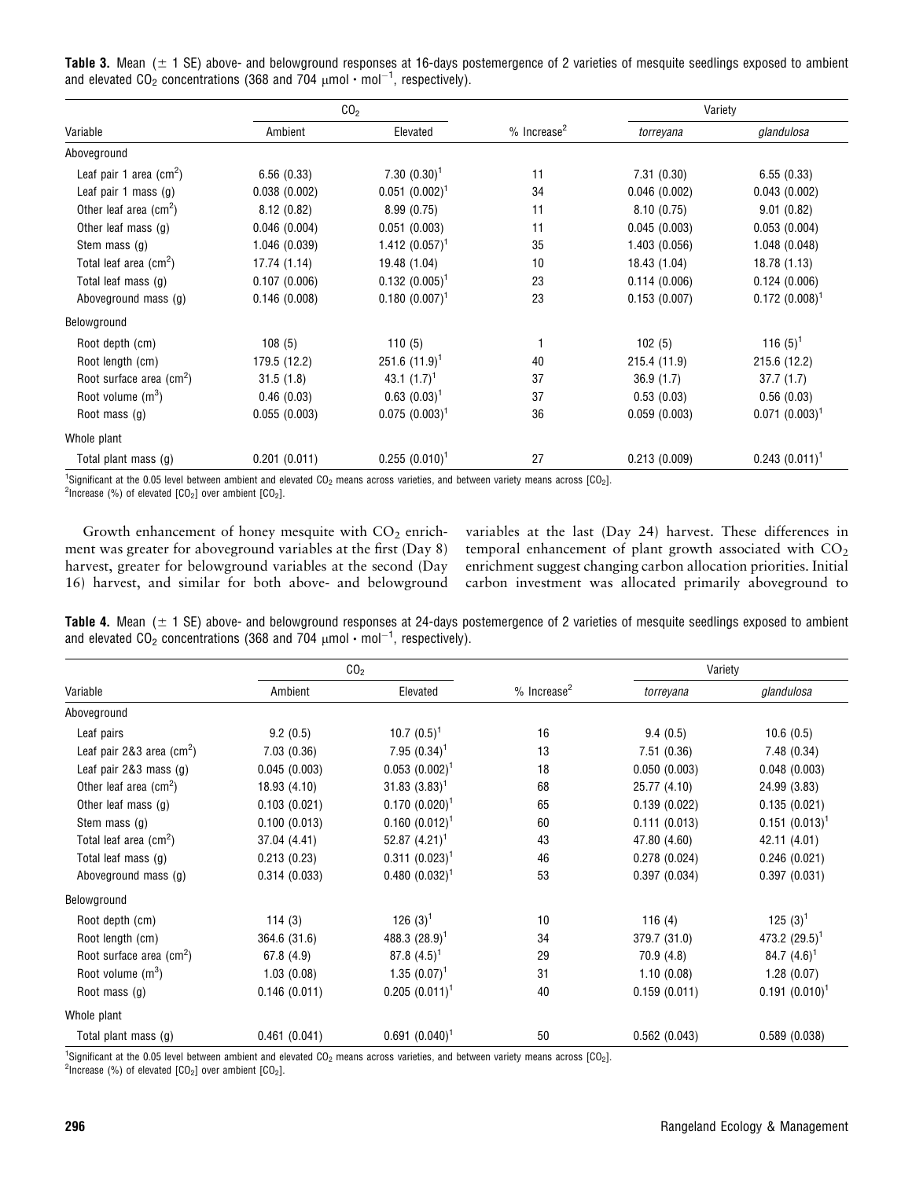**Table 3.** Mean (± 1 SE) above- and belowground responses at 16-days postemergence of 2 varieties of mesquite seedlings exposed to ambient and elevated $CO_2$ concentrations (368 and 704 μmol · mol$^{-1}$, respectively).

| Variable | $CO_2$ | | % Increase[2] | Variety | |
|---|---|---|---|---|---|
| | Ambient | Elevated | | *torreyana* | *glandulosa* |
| Aboveground | | | | | |
| Leaf pair 1 area (cm$^2$) | 6.56 (0.33) | 7.30 (0.30)[1] | 11 | 7.31 (0.30) | 6.55 (0.33) |
| Leaf pair 1 mass (g) | 0.038 (0.002) | 0.051 (0.002)[1] | 34 | 0.046 (0.002) | 0.043 (0.002) |
| Other leaf area (cm$^2$) | 8.12 (0.82) | 8.99 (0.75) | 11 | 8.10 (0.75) | 9.01 (0.82) |
| Other leaf mass (g) | 0.046 (0.004) | 0.051 (0.003) | 11 | 0.045 (0.003) | 0.053 (0.004) |
| Stem mass (g) | 1.046 (0.039) | 1.412 (0.057)[1] | 35 | 1.403 (0.056) | 1.048 (0.048) |
| Total leaf area (cm$^2$) | 17.74 (1.14) | 19.48 (1.04) | 10 | 18.43 (1.04) | 18.78 (1.13) |
| Total leaf mass (g) | 0.107 (0.006) | 0.132 (0.005)[1] | 23 | 0.114 (0.006) | 0.124 (0.006) |
| Aboveground mass (g) | 0.146 (0.008) | 0.180 (0.007)[1] | 23 | 0.153 (0.007) | 0.172 (0.008)[1] |
| Belowground | | | | | |
| Root depth (cm) | 108 (5) | 110 (5) | 1 | 102 (5) | 116 (5)[1] |
| Root length (cm) | 179.5 (12.2) | 251.6 (11.9)[1] | 40 | 215.4 (11.9) | 215.6 (12.2) |
| Root surface area (cm$^2$) | 31.5 (1.8) | 43.1 (1.7)[1] | 37 | 36.9 (1.7) | 37.7 (1.7) |
| Root volume (m$^3$) | 0.46 (0.03) | 0.63 (0.03)[1] | 37 | 0.53 (0.03) | 0.56 (0.03) |
| Root mass (g) | 0.055 (0.003) | 0.075 (0.003)[1] | 36 | 0.059 (0.003) | 0.071 (0.003)[1] |
| Whole plant | | | | | |
| Total plant mass (g) | 0.201 (0.011) | 0.255 (0.010)[1] | 27 | 0.213 (0.009) | 0.243 (0.011)[1] |

[1]Significant at the 0.05 level between ambient and elevated $CO_2$ means across varieties, and between variety means across [$CO_2$].
[2]Increase (%) of elevated [$CO_2$] over ambient [$CO_2$].

Growth enhancement of honey mesquite with $CO_2$ enrichment was greater for aboveground variables at the first (Day 8) harvest, greater for belowground variables at the second (Day 16) harvest, and similar for both above- and belowground variables at the last (Day 24) harvest. These differences in temporal enhancement of plant growth associated with $CO_2$ enrichment suggest changing carbon allocation priorities. Initial carbon investment was allocated primarily aboveground to

**Table 4.** Mean (± 1 SE) above- and belowground responses at 24-days postemergence of 2 varieties of mesquite seedlings exposed to ambient and elevated $CO_2$ concentrations (368 and 704 μmol · mol$^{-1}$, respectively).

| Variable | $CO_2$ | | % Increase[2] | Variety | |
|---|---|---|---|---|---|
| | Ambient | Elevated | | *torreyana* | *glandulosa* |
| Aboveground | | | | | |
| Leaf pairs | 9.2 (0.5) | 10.7 (0.5)[1] | 16 | 9.4 (0.5) | 10.6 (0.5) |
| Leaf pair 2&3 area (cm$^2$) | 7.03 (0.36) | 7.95 (0.34)[1] | 13 | 7.51 (0.36) | 7.48 (0.34) |
| Leaf pair 2&3 mass (g) | 0.045 (0.003) | 0.053 (0.002)[1] | 18 | 0.050 (0.003) | 0.048 (0.003) |
| Other leaf area (cm$^2$) | 18.93 (4.10) | 31.83 (3.83)[1] | 68 | 25.77 (4.10) | 24.99 (3.83) |
| Other leaf mass (g) | 0.103 (0.021) | 0.170 (0.020)[1] | 65 | 0.139 (0.022) | 0.135 (0.021) |
| Stem mass (g) | 0.100 (0.013) | 0.160 (0.012)[1] | 60 | 0.111 (0.013) | 0.151 (0.013)[1] |
| Total leaf area (cm$^2$) | 37.04 (4.41) | 52.87 (4.21)[1] | 43 | 47.80 (4.60) | 42.11 (4.01) |
| Total leaf mass (g) | 0.213 (0.23) | 0.311 (0.023)[1] | 46 | 0.278 (0.024) | 0.246 (0.021) |
| Aboveground mass (g) | 0.314 (0.033) | 0.480 (0.032)[1] | 53 | 0.397 (0.034) | 0.397 (0.031) |
| Belowground | | | | | |
| Root depth (cm) | 114 (3) | 126 (3)[1] | 10 | 116 (4) | 125 (3)[1] |
| Root length (cm) | 364.6 (31.6) | 488.3 (28.9)[1] | 34 | 379.7 (31.0) | 473.2 (29.5)[1] |
| Root surface area (cm$^2$) | 67.8 (4.9) | 87.8 (4.5)[1] | 29 | 70.9 (4.8) | 84.7 (4.6)[1] |
| Root volume (m$^3$) | 1.03 (0.08) | 1.35 (0.07)[1] | 31 | 1.10 (0.08) | 1.28 (0.07) |
| Root mass (g) | 0.146 (0.011) | 0.205 (0.011)[1] | 40 | 0.159 (0.011) | 0.191 (0.010)[1] |
| Whole plant | | | | | |
| Total plant mass (g) | 0.461 (0.041) | 0.691 (0.040)[1] | 50 | 0.562 (0.043) | 0.589 (0.038) |

[1]Significant at the 0.05 level between ambient and elevated $CO_2$ means across varieties, and between variety means across [$CO_2$].
[2]Increase (%) of elevated [$CO_2$] over ambient [$CO_2$].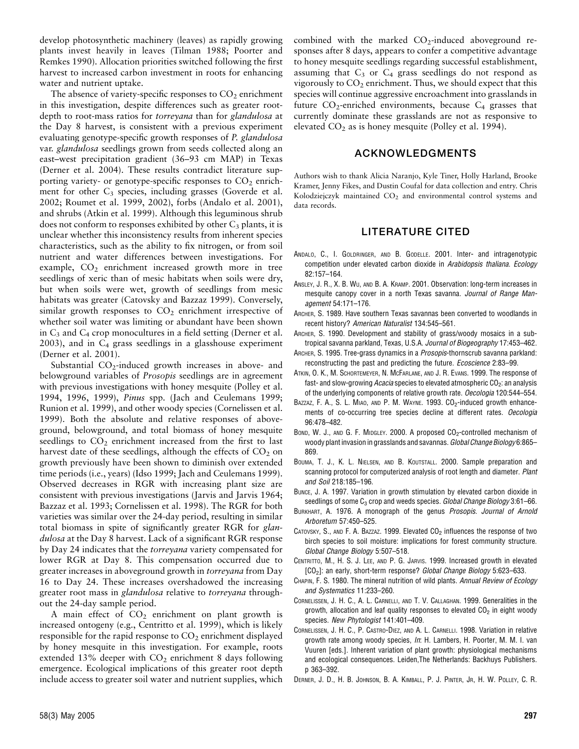develop photosynthetic machinery (leaves) as rapidly growing plants invest heavily in leaves (Tilman 1988; Poorter and Remkes 1990). Allocation priorities switched following the first harvest to increased carbon investment in roots for enhancing water and nutrient uptake.

The absence of variety-specific responses to $CO_2$ enrichment in this investigation, despite differences such as greater root-depth to root-mass ratios for *torreyana* than for *glandulosa* at the Day 8 harvest, is consistent with a previous experiment evaluating genotype-specific growth responses of *P. glandulosa* var. *glandulosa* seedlings grown from seeds collected along an east–west precipitation gradient (36–93 cm MAP) in Texas (Derner et al. 2004). These results contradict literature supporting variety- or genotype-specific responses to $CO_2$ enrichment for other $C_3$ species, including grasses (Goverde et al. 2002; Roumet et al. 1999, 2002), forbs (Andalo et al. 2001), and shrubs (Atkin et al. 1999). Although this leguminous shrub does not conform to responses exhibited by other $C_3$ plants, it is unclear whether this inconsistency results from inherent species characteristics, such as the ability to fix nitrogen, or from soil nutrient and water differences between investigations. For example, $CO_2$ enrichment increased growth more in tree seedlings of xeric than of mesic habitats when soils were dry, but when soils were wet, growth of seedlings from mesic habitats was greater (Catovsky and Bazzaz 1999). Conversely, similar growth responses to $CO_2$ enrichment irrespective of whether soil water was limiting or abundant have been shown in $C_3$ and $C_4$ crop monocultures in a field setting (Derner et al. 2003), and in $C_4$ grass seedlings in a glasshouse experiment (Derner et al. 2001).

Substantial $CO_2$-induced growth increases in above- and belowground variables of *Prosopis* seedlings are in agreement with previous investigations with honey mesquite (Polley et al. 1994, 1996, 1999), *Pinus* spp. (Jach and Ceulemans 1999; Runion et al. 1999), and other woody species (Cornelissen et al. 1999). Both the absolute and relative responses of aboveground, belowground, and total biomass of honey mesquite seedlings to $CO_2$ enrichment increased from the first to last harvest date of these seedlings, although the effects of $CO_2$ on growth previously have been shown to diminish over extended time periods (i.e., years) (Idso 1999; Jach and Ceulemans 1999). Observed decreases in RGR with increasing plant size are consistent with previous investigations (Jarvis and Jarvis 1964; Bazzaz et al. 1993; Cornelissen et al. 1998). The RGR for both varieties was similar over the 24-day period, resulting in similar total biomass in spite of significantly greater RGR for *glandulosa* at the Day 8 harvest. Lack of a significant RGR response by Day 24 indicates that the *torreyana* variety compensated for lower RGR at Day 8. This compensation occurred due to greater increases in aboveground growth in *torreyana* from Day 16 to Day 24. These increases overshadowed the increasing greater root mass in *glandulosa* relative to *torreyana* throughout the 24-day sample period.

A main effect of $CO_2$ enrichment on plant growth is increased ontogeny (e.g., Centritto et al. 1999), which is likely responsible for the rapid response to $CO_2$ enrichment displayed by honey mesquite in this investigation. For example, roots extended 13% deeper with $CO_2$ enrichment 8 days following emergence. Ecological implications of this greater root depth include access to greater soil water and nutrient supplies, which combined with the marked $CO_2$-induced aboveground responses after 8 days, appears to confer a competitive advantage to honey mesquite seedlings regarding successful establishment, assuming that $C_3$ or $C_4$ grass seedlings do not respond as vigorously to $CO_2$ enrichment. Thus, we should expect that this species will continue aggressive encroachment into grasslands in future $CO_2$-enriched environments, because $C_4$ grasses that currently dominate these grasslands are not as responsive to elevated $CO_2$ as is honey mesquite (Polley et al. 1994).

## ACKNOWLEDGMENTS

Authors wish to thank Alicia Naranjo, Kyle Tiner, Holly Harland, Brooke Kramer, Jenny Fikes, and Dustin Coufal for data collection and entry. Chris Kolodziejczyk maintained $CO_2$ and environmental control systems and data records.

## LITERATURE CITED

Andalo, C., I. Goldringer, and B. Godelle. 2001. Inter- and intragenotypic competition under elevated carbon dioxide in *Arabidopsis thaliana*. *Ecology* 82:157–164.

Ansley, J. R., X. B. Wu, and B. A. Kramp. 2001. Observation: long-term increases in mesquite canopy cover in a north Texas savanna. *Journal of Range Management* 54:171–176.

Archer, S. 1989. Have southern Texas savannas been converted to woodlands in recent history? *American Naturalist* 134:545–561.

Archer, S. 1990. Development and stability of grass/woody mosaics in a subtropical savanna parkland, Texas, U.S.A. *Journal of Biogeography* 17:453–462.

Archer, S. 1995. Tree-grass dynamics in a *Prosopis*-thornscrub savanna parkland: reconstructing the past and predicting the future. *Ecoscience* 2:83–99.

Atkin, O. K., M. Schortemeyer, N. McFarlane, and J. R. Evans. 1999. The response of fast- and slow-growing *Acacia* species to elevated atmospheric $CO_2$: an analysis of the underlying components of relative growth rate. *Oecologia* 120:544–554.

Bazzaz, F. A., S. L. Miao, and P. M. Wayne. 1993. $CO_2$-induced growth enhancements of co-occurring tree species decline at different rates. *Oecologia* 96:478–482.

Bond, W. J., and G. F. Midgley. 2000. A proposed $CO_2$-controlled mechanism of woody plant invasion in grasslands and savannas. *Global Change Biology* 6:865–869.

Bouma, T. J., K. L. Nielsen, and B. Koutstall. 2000. Sample preparation and scanning protocol for computerized analysis of root length and diameter. *Plant and Soil* 218:185–196.

Bunce, J. A. 1997. Variation in growth stimulation by elevated carbon dioxide in seedlings of some $C_3$ crop and weeds species. *Global Change Biology* 3:61–66.

Burkhart, A. 1976. A monograph of the genus *Prosopis*. *Journal of Arnold Arboretum* 57:450–525.

Catovsky, S., and F. A. Bazzaz. 1999. Elevated $CO_2$ influences the response of two birch species to soil moisture: implications for forest community structure. *Global Change Biology* 5:507–518.

Centritto, M., H. S. J. Lee, and P. G. Jarvis. 1999. Increased growth in elevated [$CO_2$]: an early, short-term response? *Global Change Biology* 5:623–633.

Chapin, F. S. 1980. The mineral nutrition of wild plants. *Annual Review of Ecology and Systematics* 11:233–260.

Cornelissen, J. H. C., A. L. Carnelli, and T. V. Callaghan. 1999. Generalities in the growth, allocation and leaf quality responses to elevated $CO_2$ in eight woody species. *New Phytologist* 141:401–409.

Cornelissen, J. H. C., P. Castro-Diez, and A. L. Carnelli. 1998. Variation in relative growth rate among woody species, *In*: H. Lambers, H. Poorter, M. M. I. van Vuuren [eds.]. Inherent variation of plant growth: physiological mechanisms and ecological consequences. Leiden,The Netherlands: Backhuys Publishers. p 363–392.

Derner, J. D., H. B. Johnson, B. A. Kimball, P. J. Pinter, Jr, H. W. Polley, C. R.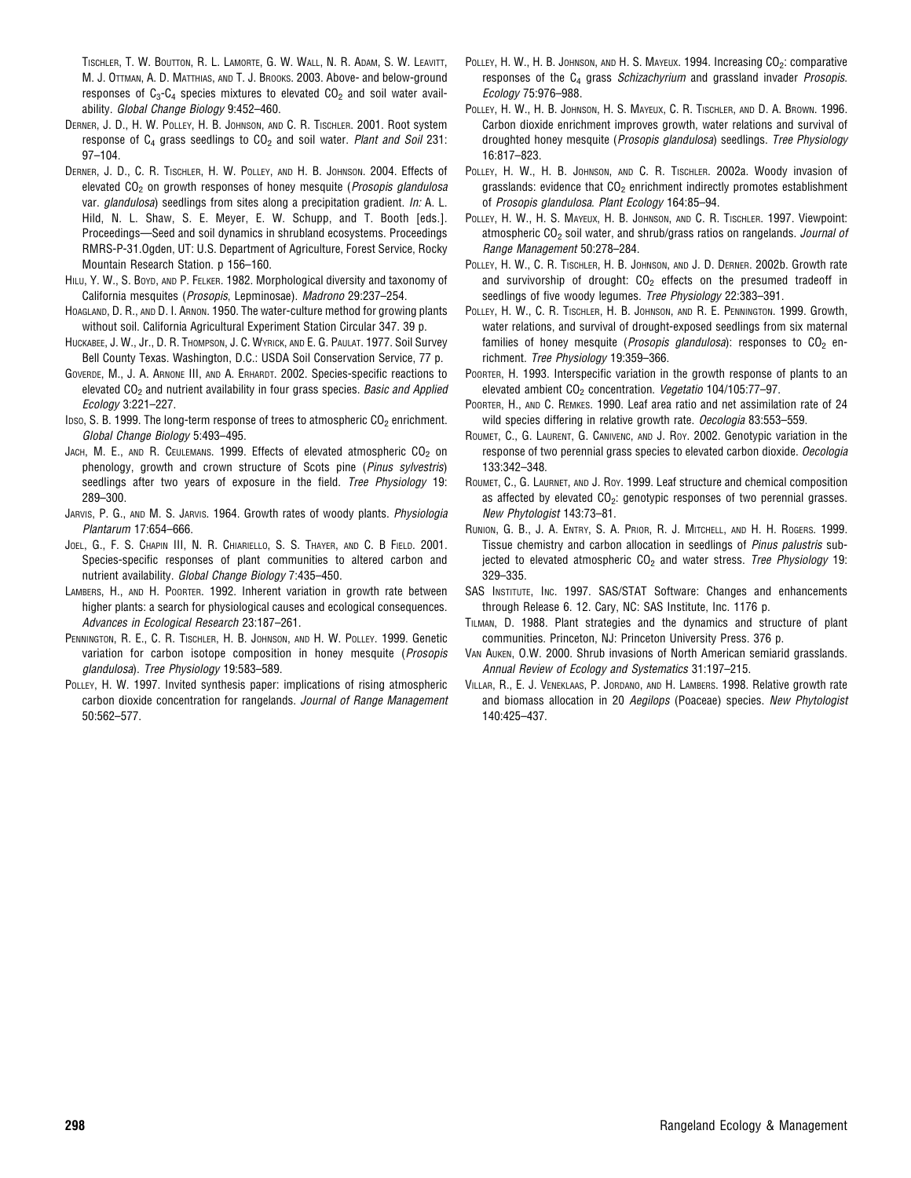Tischler, T. W. Boutton, R. L. Lamorte, G. W. Wall, N. R. Adam, S. W. Leavitt, M. J. Ottman, A. D. Matthias, and T. J. Brooks. 2003. Above- and below-ground responses of $C_3$-$C_4$ species mixtures to elevated $CO_2$ and soil water availability. *Global Change Biology* 9:452–460.

Derner, J. D., H. W. Polley, H. B. Johnson, and C. R. Tischler. 2001. Root system response of $C_4$ grass seedlings to $CO_2$ and soil water. *Plant and Soil* 231: 97–104.

Derner, J. D., C. R. Tischler, H. W. Polley, and H. B. Johnson. 2004. Effects of elevated $CO_2$ on growth responses of honey mesquite (*Prosopis glandulosa* var. *glandulosa*) seedlings from sites along a precipitation gradient. *In:* A. L. Hild, N. L. Shaw, S. E. Meyer, E. W. Schupp, and T. Booth [eds.]. Proceedings—Seed and soil dynamics in shrubland ecosystems. Proceedings RMRS-P-31.Ogden, UT: U.S. Department of Agriculture, Forest Service, Rocky Mountain Research Station. p 156–160.

Hilu, Y. W., S. Boyd, and P. Felker. 1982. Morphological diversity and taxonomy of California mesquites (*Prosopis*, Lepminosae). *Madrono* 29:237–254.

Hoagland, D. R., and D. I. Arnon. 1950. The water-culture method for growing plants without soil. California Agricultural Experiment Station Circular 347. 39 p.

Huckabee, J. W., Jr., D. R. Thompson, J. C. Wyrick, and E. G. Paulat. 1977. Soil Survey Bell County Texas. Washington, D.C.: USDA Soil Conservation Service, 77 p.

Goverde, M., J. A. Arnone III, and A. Erhardt. 2002. Species-specific reactions to elevated $CO_2$ and nutrient availability in four grass species. *Basic and Applied Ecology* 3:221–227.

Idso, S. B. 1999. The long-term response of trees to atmospheric $CO_2$ enrichment. *Global Change Biology* 5:493–495.

Jach, M. E., and R. Ceulemans. 1999. Effects of elevated atmospheric $CO_2$ on phenology, growth and crown structure of Scots pine (*Pinus sylvestris*) seedlings after two years of exposure in the field. *Tree Physiology* 19: 289–300.

Jarvis, P. G., and M. S. Jarvis. 1964. Growth rates of woody plants. *Physiologia Plantarum* 17:654–666.

Joel, G., F. S. Chapin III, N. R. Chiariello, S. S. Thayer, and C. B Field. 2001. Species-specific responses of plant communities to altered carbon and nutrient availability. *Global Change Biology* 7:435–450.

Lambers, H., and H. Poorter. 1992. Inherent variation in growth rate between higher plants: a search for physiological causes and ecological consequences. *Advances in Ecological Research* 23:187–261.

Pennington, R. E., C. R. Tischler, H. B. Johnson, and H. W. Polley. 1999. Genetic variation for carbon isotope composition in honey mesquite (*Prosopis glandulosa*). *Tree Physiology* 19:583–589.

Polley, H. W. 1997. Invited synthesis paper: implications of rising atmospheric carbon dioxide concentration for rangelands. *Journal of Range Management* 50:562–577.

Polley, H. W., H. B. Johnson, and H. S. Mayeux. 1994. Increasing $CO_2$: comparative responses of the $C_4$ grass *Schizachyrium* and grassland invader *Prosopis*. *Ecology* 75:976–988.

Polley, H. W., H. B. Johnson, H. S. Mayeux, C. R. Tischler, and D. A. Brown. 1996. Carbon dioxide enrichment improves growth, water relations and survival of droughted honey mesquite (*Prosopis glandulosa*) seedlings. *Tree Physiology* 16:817–823.

Polley, H. W., H. B. Johnson, and C. R. Tischler. 2002a. Woody invasion of grasslands: evidence that $CO_2$ enrichment indirectly promotes establishment of *Prosopis glandulosa*. *Plant Ecology* 164:85–94.

Polley, H. W., H. S. Mayeux, H. B. Johnson, and C. R. Tischler. 1997. Viewpoint: atmospheric $CO_2$ soil water, and shrub/grass ratios on rangelands. *Journal of Range Management* 50:278–284.

Polley, H. W., C. R. Tischler, H. B. Johnson, and J. D. Derner. 2002b. Growth rate and survivorship of drought: $CO_2$ effects on the presumed tradeoff in seedlings of five woody legumes. *Tree Physiology* 22:383–391.

Polley, H. W., C. R. Tischler, H. B. Johnson, and R. E. Pennington. 1999. Growth, water relations, and survival of drought-exposed seedlings from six maternal families of honey mesquite (*Prosopis glandulosa*): responses to $CO_2$ enrichment. *Tree Physiology* 19:359–366.

Poorter, H. 1993. Interspecific variation in the growth response of plants to an elevated ambient $CO_2$ concentration. *Vegetatio* 104/105:77–97.

Poorter, H., and C. Remkes. 1990. Leaf area ratio and net assimilation rate of 24 wild species differing in relative growth rate. *Oecologia* 83:553–559.

Roumet, C., G. Laurent, G. Canivenc, and J. Roy. 2002. Genotypic variation in the response of two perennial grass species to elevated carbon dioxide. *Oecologia* 133:342–348.

Roumet, C., G. Laurnet, and J. Roy. 1999. Leaf structure and chemical composition as affected by elevated $CO_2$: genotypic responses of two perennial grasses. *New Phytologist* 143:73–81.

Runion, G. B., J. A. Entry, S. A. Prior, R. J. Mitchell, and H. H. Rogers. 1999. Tissue chemistry and carbon allocation in seedlings of *Pinus palustris* subjected to elevated atmospheric $CO_2$ and water stress. *Tree Physiology* 19: 329–335.

SAS Institute, Inc. 1997. SAS/STAT Software: Changes and enhancements through Release 6. 12. Cary, NC: SAS Institute, Inc. 1176 p.

Tilman, D. 1988. Plant strategies and the dynamics and structure of plant communities. Princeton, NJ: Princeton University Press. 376 p.

Van Auken, O.W. 2000. Shrub invasions of North American semiarid grasslands. *Annual Review of Ecology and Systematics* 31:197–215.

Villar, R., E. J. Veneklaas, P. Jordano, and H. Lambers. 1998. Relative growth rate and biomass allocation in 20 *Aegilops* (Poaceae) species. *New Phytologist* 140:425–437.